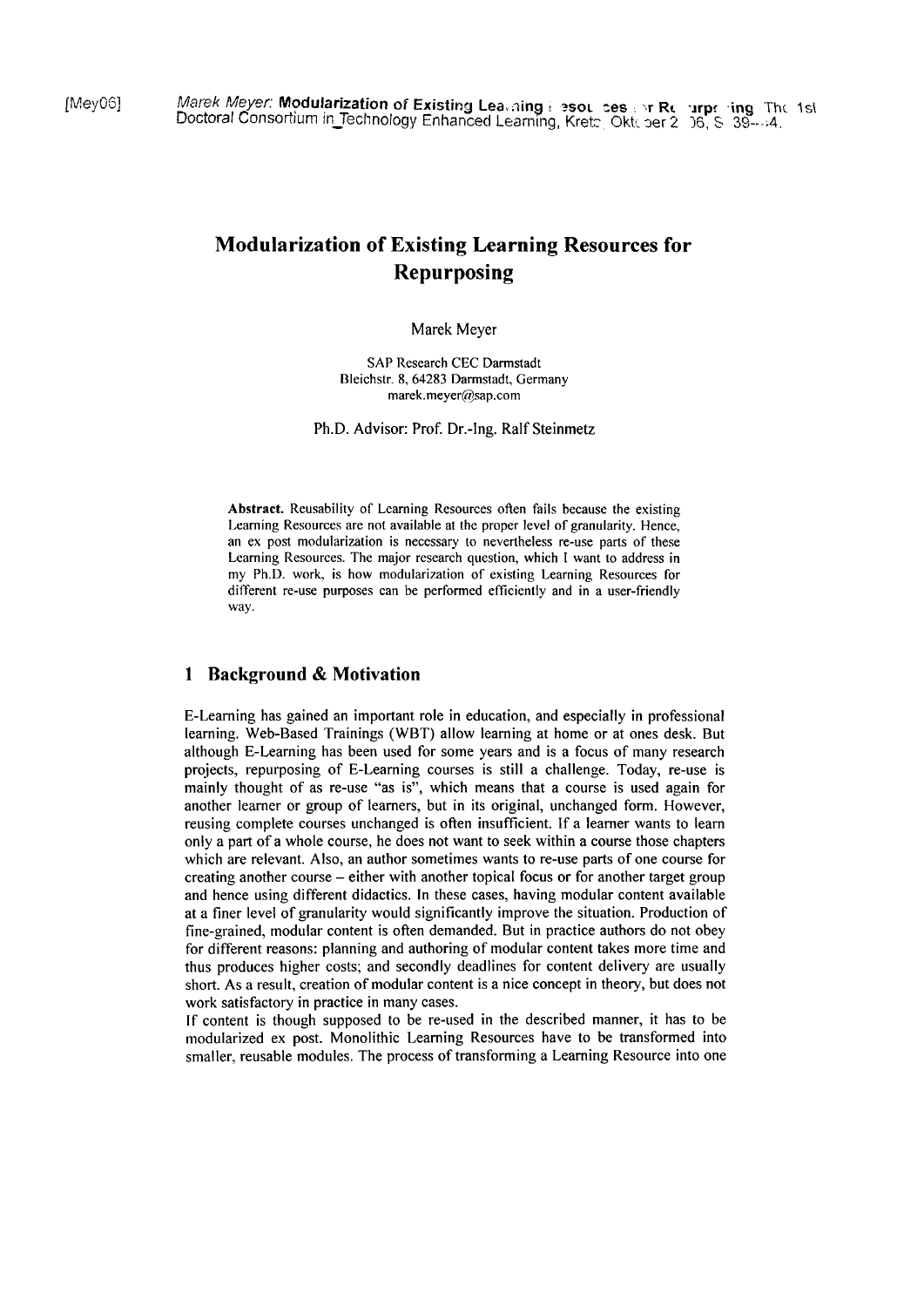# Modularization of Existing Learning Resources for Repurposing

Marek Meyer

SAP Research CEC Darmstadt
Bleichstr. 8, 64283 Darmstadt, Germany
marek.meyer@sap.com

Ph.D. Advisor: Prof. Dr.-Ing. Ralf Steinmetz

**Abstract.** Reusability of Learning Resources often fails because the existing Learning Resources are not available at the proper level of granularity. Hence, an ex post modularization is necessary to nevertheless re-use parts of these Learning Resources. The major research question, which I want to address in my Ph.D. work, is how modularization of existing Learning Resources for different re-use purposes can be performed efficiently and in a user-friendly way.

## 1 Background & Motivation

E-Learning has gained an important role in education, and especially in professional learning. Web-Based Trainings (WBT) allow learning at home or at ones desk. But although E-Learning has been used for some years and is a focus of many research projects, repurposing of E-Learning courses is still a challenge. Today, re-use is mainly thought of as re-use "as is", which means that a course is used again for another learner or group of learners, but in its original, unchanged form. However, reusing complete courses unchanged is often insufficient. If a learner wants to learn only a part of a whole course, he does not want to seek within a course those chapters which are relevant. Also, an author sometimes wants to re-use parts of one course for creating another course – either with another topical focus or for another target group and hence using different didactics. In these cases, having modular content available at a finer level of granularity would significantly improve the situation. Production of fine-grained, modular content is often demanded. But in practice authors do not obey for different reasons: planning and authoring of modular content takes more time and thus produces higher costs; and secondly deadlines for content delivery are usually short. As a result, creation of modular content is a nice concept in theory, but does not work satisfactory in practice in many cases.

If content is though supposed to be re-used in the described manner, it has to be modularized ex post. Monolithic Learning Resources have to be transformed into smaller, reusable modules. The process of transforming a Learning Resource into one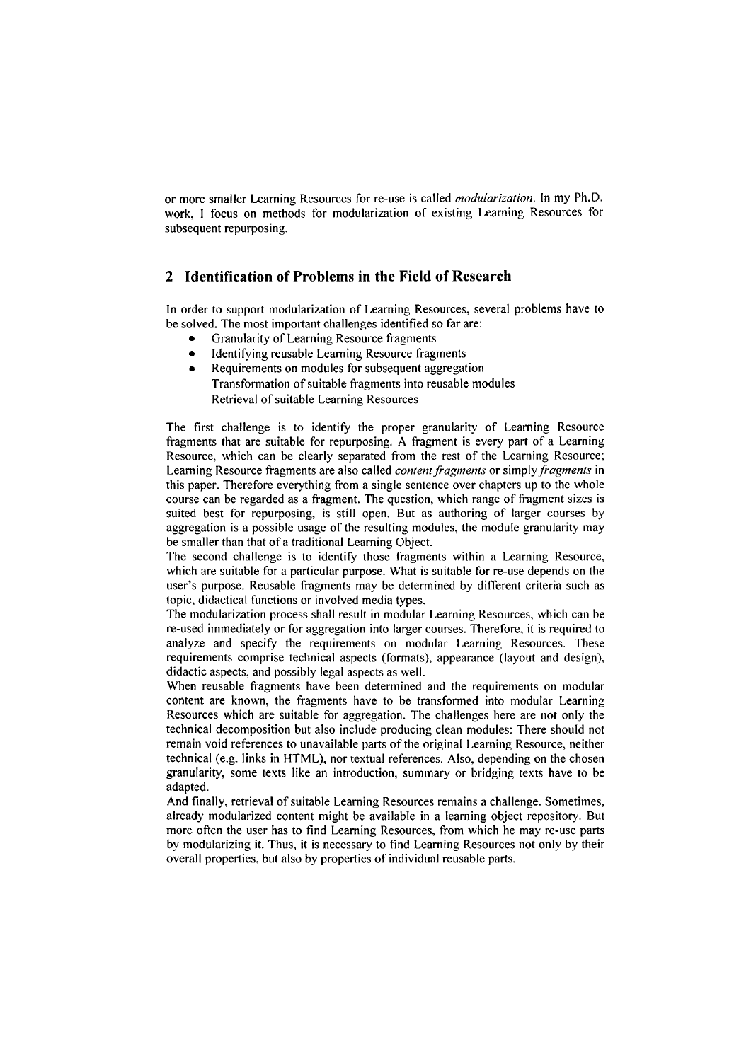or more smaller Learning Resources for re-use is called *modularization*. In my Ph.D. work, I focus on methods for modularization of existing Learning Resources for subsequent repurposing.

## 2 Identification of Problems in the Field of Research

In order to support modularization of Learning Resources, several problems have to be solved. The most important challenges identified so far are:

- Granularity of Learning Resource fragments
- Identifying reusable Learning Resource fragments
- Requirements on modules for subsequent aggregation
- Transformation of suitable fragments into reusable modules
- Retrieval of suitable Learning Resources

The first challenge is to identify the proper granularity of Learning Resource fragments that are suitable for repurposing. A fragment is every part of a Learning Resource, which can be clearly separated from the rest of the Learning Resource; Learning Resource fragments are also called *content fragments* or simply *fragments* in this paper. Therefore everything from a single sentence over chapters up to the whole course can be regarded as a fragment. The question, which range of fragment sizes is suited best for repurposing, is still open. But as authoring of larger courses by aggregation is a possible usage of the resulting modules, the module granularity may be smaller than that of a traditional Learning Object.

The second challenge is to identify those fragments within a Learning Resource, which are suitable for a particular purpose. What is suitable for re-use depends on the user's purpose. Reusable fragments may be determined by different criteria such as topic, didactical functions or involved media types.

The modularization process shall result in modular Learning Resources, which can be re-used immediately or for aggregation into larger courses. Therefore, it is required to analyze and specify the requirements on modular Learning Resources. These requirements comprise technical aspects (formats), appearance (layout and design), didactic aspects, and possibly legal aspects as well.

When reusable fragments have been determined and the requirements on modular content are known, the fragments have to be transformed into modular Learning Resources which are suitable for aggregation. The challenges here are not only the technical decomposition but also include producing clean modules: There should not remain void references to unavailable parts of the original Learning Resource, neither technical (e.g. links in HTML), nor textual references. Also, depending on the chosen granularity, some texts like an introduction, summary or bridging texts have to be adapted.

And finally, retrieval of suitable Learning Resources remains a challenge. Sometimes, already modularized content might be available in a learning object repository. But more often the user has to find Learning Resources, from which he may re-use parts by modularizing it. Thus, it is necessary to find Learning Resources not only by their overall properties, but also by properties of individual reusable parts.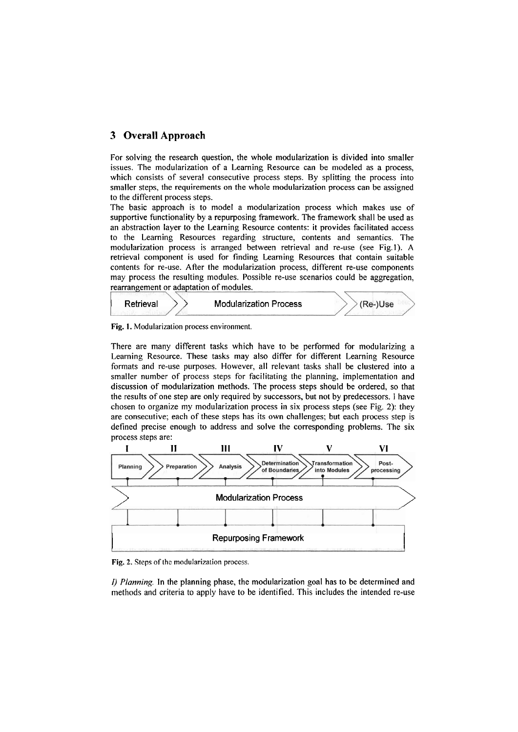## 3 Overall Approach

For solving the research question, the whole modularization is divided into smaller issues. The modularization of a Learning Resource can be modeled as a process, which consists of several consecutive process steps. By splitting the process into smaller steps, the requirements on the whole modularization process can be assigned to the different process steps.

The basic approach is to model a modularization process which makes use of supportive functionality by a repurposing framework. The framework shall be used as an abstraction layer to the Learning Resource contents: it provides facilitated access to the Learning Resources regarding structure, contents and semantics. The modularization process is arranged between retrieval and re-use (see Fig.1). A retrieval component is used for finding Learning Resources that contain suitable contents for re-use. After the modularization process, different re-use components may process the resulting modules. Possible re-use scenarios could be aggregation, rearrangement or adaptation of modules.

Retrieval → Modularization Process → (Re-)Use

**Fig. 1.** Modularization process environment.

There are many different tasks which have to be performed for modularizing a Learning Resource. These tasks may also differ for different Learning Resource formats and re-use purposes. However, all relevant tasks shall be clustered into a smaller number of process steps for facilitating the planning, implementation and discussion of modularization methods. The process steps should be ordered, so that the results of one step are only required by successors, but not by predecessors. I have chosen to organize my modularization process in six process steps (see Fig. 2): they are consecutive; each of these steps has its own challenges; but each process step is defined precise enough to address and solve the corresponding problems. The six process steps are:

I Planning → II Preparation → III Analysis → IV Determination of Boundaries → V Transformation into Modules → VI Post-processing

Modularization Process

Repurposing Framework

**Fig. 2.** Steps of the modularization process.

*I) Planning.* In the planning phase, the modularization goal has to be determined and methods and criteria to apply have to be identified. This includes the intended re-use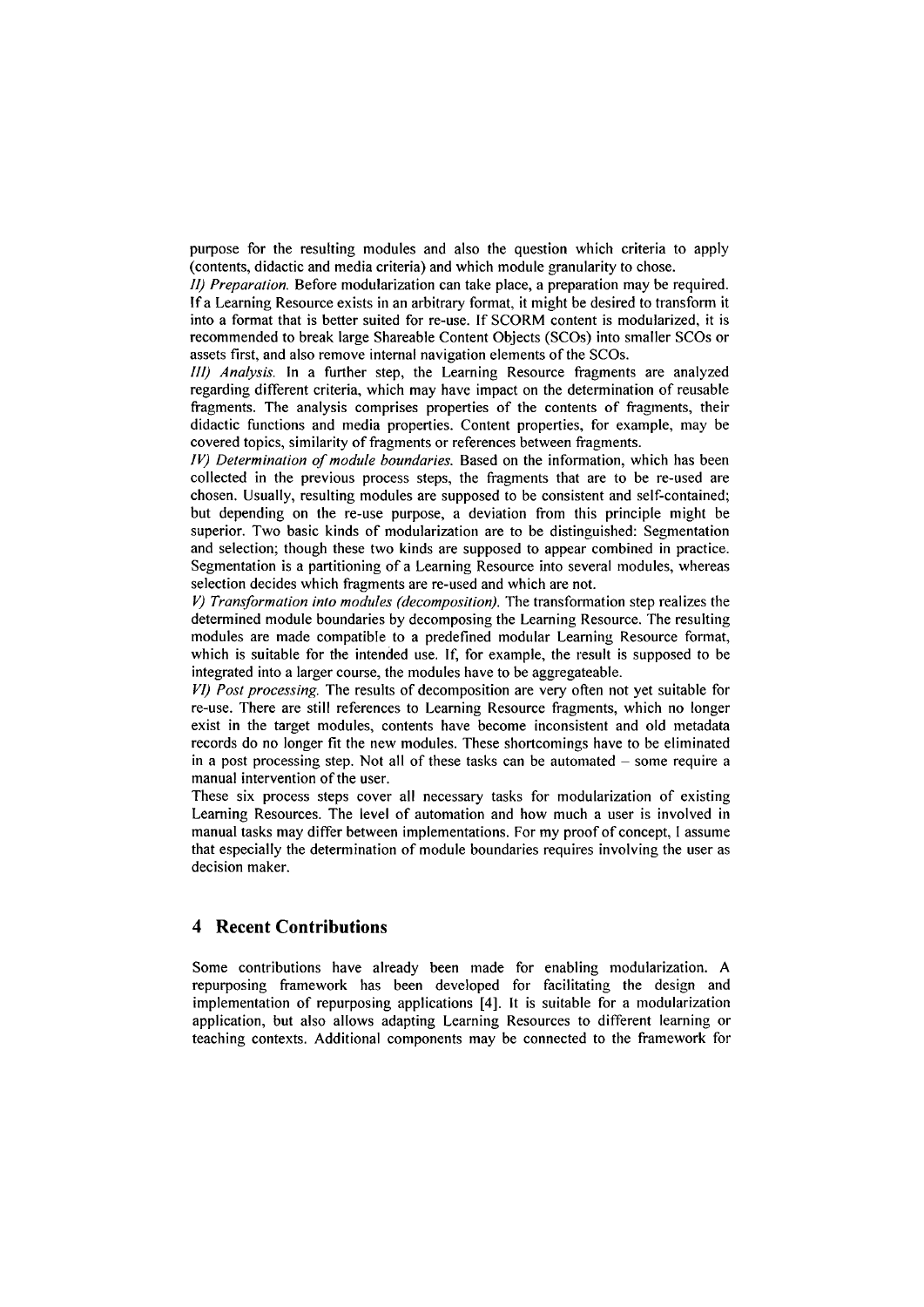purpose for the resulting modules and also the question which criteria to apply (contents, didactic and media criteria) and which module granularity to chose.

*II) Preparation.* Before modularization can take place, a preparation may be required. If a Learning Resource exists in an arbitrary format, it might be desired to transform it into a format that is better suited for re-use. If SCORM content is modularized, it is recommended to break large Shareable Content Objects (SCOs) into smaller SCOs or assets first, and also remove internal navigation elements of the SCOs.

*III) Analysis.* In a further step, the Learning Resource fragments are analyzed regarding different criteria, which may have impact on the determination of reusable fragments. The analysis comprises properties of the contents of fragments, their didactic functions and media properties. Content properties, for example, may be covered topics, similarity of fragments or references between fragments.

*IV) Determination of module boundaries.* Based on the information, which has been collected in the previous process steps, the fragments that are to be re-used are chosen. Usually, resulting modules are supposed to be consistent and self-contained; but depending on the re-use purpose, a deviation from this principle might be superior. Two basic kinds of modularization are to be distinguished: Segmentation and selection; though these two kinds are supposed to appear combined in practice. Segmentation is a partitioning of a Learning Resource into several modules, whereas selection decides which fragments are re-used and which are not.

*V) Transformation into modules (decomposition).* The transformation step realizes the determined module boundaries by decomposing the Learning Resource. The resulting modules are made compatible to a predefined modular Learning Resource format, which is suitable for the intended use. If, for example, the result is supposed to be integrated into a larger course, the modules have to be aggregateable.

*VI) Post processing.* The results of decomposition are very often not yet suitable for re-use. There are still references to Learning Resource fragments, which no longer exist in the target modules, contents have become inconsistent and old metadata records do no longer fit the new modules. These shortcomings have to be eliminated in a post processing step. Not all of these tasks can be automated – some require a manual intervention of the user.

These six process steps cover all necessary tasks for modularization of existing Learning Resources. The level of automation and how much a user is involved in manual tasks may differ between implementations. For my proof of concept, I assume that especially the determination of module boundaries requires involving the user as decision maker.

## 4 Recent Contributions

Some contributions have already been made for enabling modularization. A repurposing framework has been developed for facilitating the design and implementation of repurposing applications [4]. It is suitable for a modularization application, but also allows adapting Learning Resources to different learning or teaching contexts. Additional components may be connected to the framework for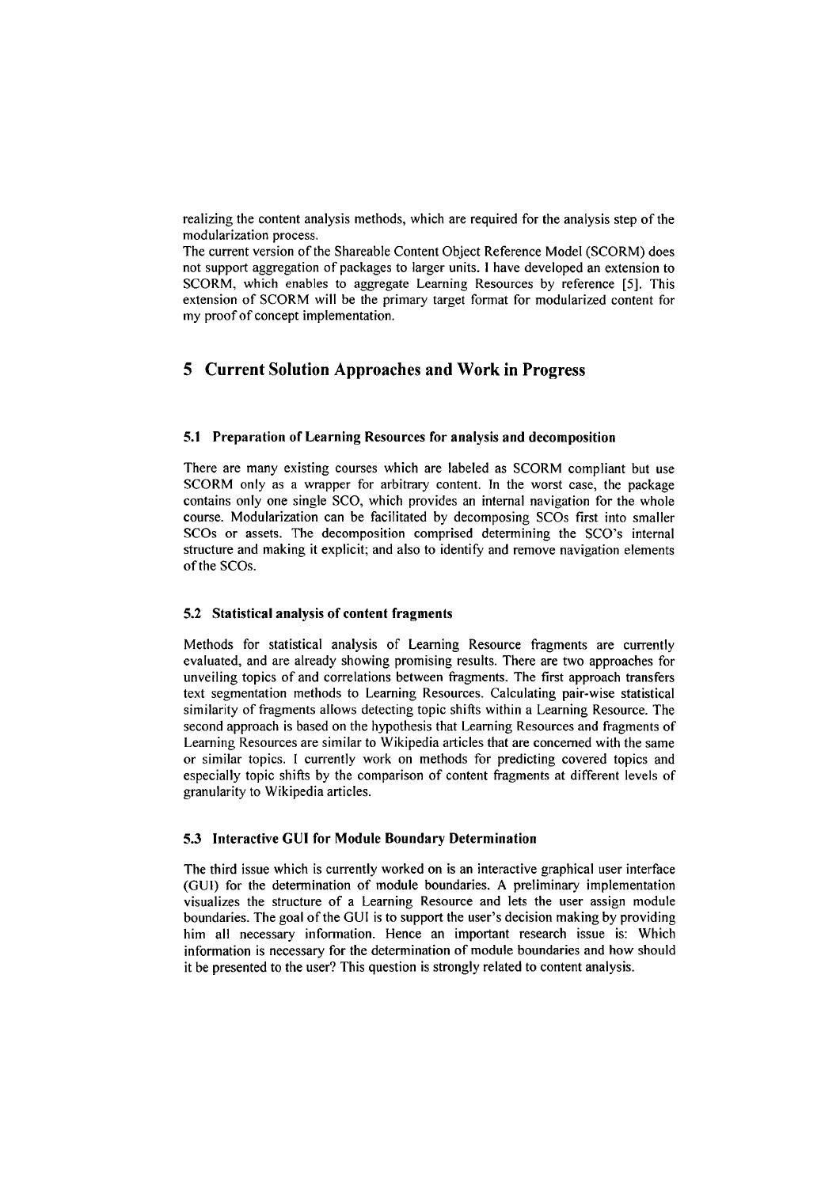realizing the content analysis methods, which are required for the analysis step of the modularization process.

The current version of the Shareable Content Object Reference Model (SCORM) does not support aggregation of packages to larger units. I have developed an extension to SCORM, which enables to aggregate Learning Resources by reference [5]. This extension of SCORM will be the primary target format for modularized content for my proof of concept implementation.

## 5 Current Solution Approaches and Work in Progress

### 5.1 Preparation of Learning Resources for analysis and decomposition

There are many existing courses which are labeled as SCORM compliant but use SCORM only as a wrapper for arbitrary content. In the worst case, the package contains only one single SCO, which provides an internal navigation for the whole course. Modularization can be facilitated by decomposing SCOs first into smaller SCOs or assets. The decomposition comprised determining the SCO's internal structure and making it explicit; and also to identify and remove navigation elements of the SCOs.

### 5.2 Statistical analysis of content fragments

Methods for statistical analysis of Learning Resource fragments are currently evaluated, and are already showing promising results. There are two approaches for unveiling topics of and correlations between fragments. The first approach transfers text segmentation methods to Learning Resources. Calculating pair-wise statistical similarity of fragments allows detecting topic shifts within a Learning Resource. The second approach is based on the hypothesis that Learning Resources and fragments of Learning Resources are similar to Wikipedia articles that are concerned with the same or similar topics. I currently work on methods for predicting covered topics and especially topic shifts by the comparison of content fragments at different levels of granularity to Wikipedia articles.

### 5.3 Interactive GUI for Module Boundary Determination

The third issue which is currently worked on is an interactive graphical user interface (GUI) for the determination of module boundaries. A preliminary implementation visualizes the structure of a Learning Resource and lets the user assign module boundaries. The goal of the GUI is to support the user's decision making by providing him all necessary information. Hence an important research issue is: Which information is necessary for the determination of module boundaries and how should it be presented to the user? This question is strongly related to content analysis.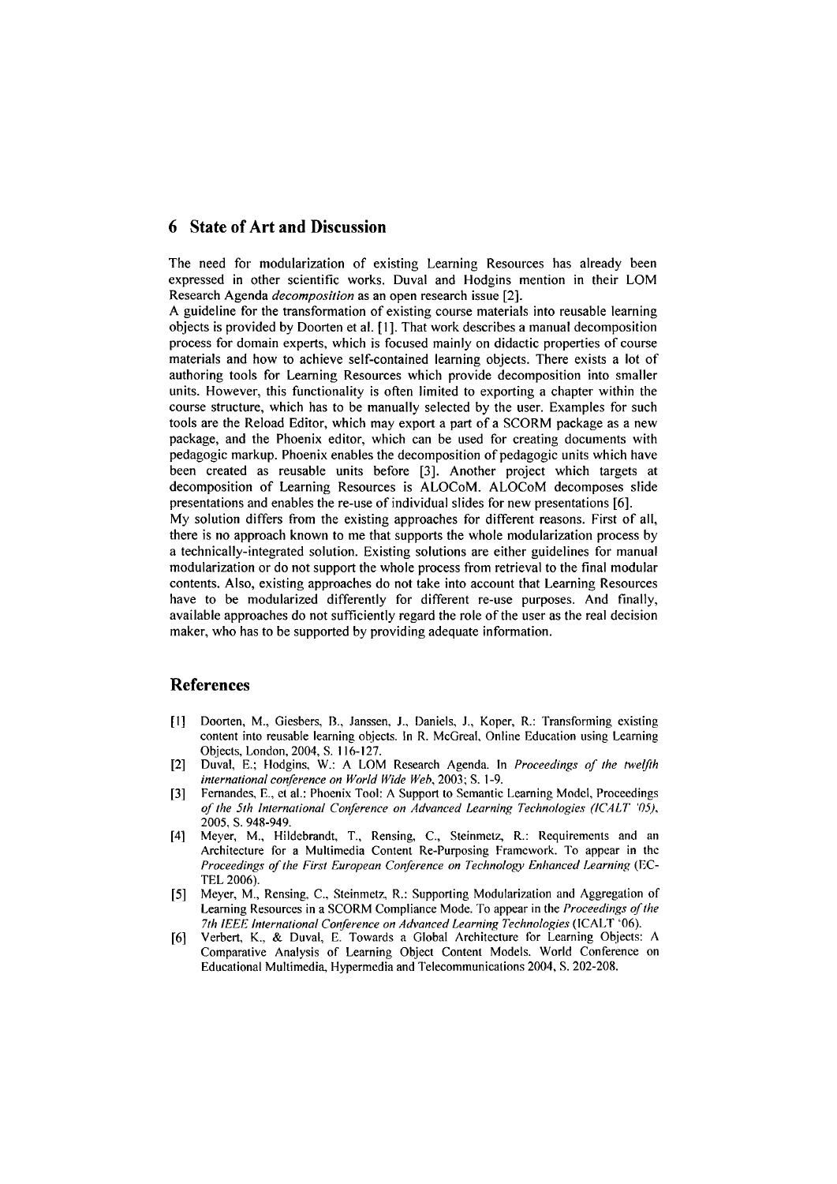## 6 State of Art and Discussion

The need for modularization of existing Learning Resources has already been expressed in other scientific works. Duval and Hodgins mention in their LOM Research Agenda *decomposition* as an open research issue [2].

A guideline for the transformation of existing course materials into reusable learning objects is provided by Doorten et al. [1]. That work describes a manual decomposition process for domain experts, which is focused mainly on didactic properties of course materials and how to achieve self-contained learning objects. There exists a lot of authoring tools for Learning Resources which provide decomposition into smaller units. However, this functionality is often limited to exporting a chapter within the course structure, which has to be manually selected by the user. Examples for such tools are the Reload Editor, which may export a part of a SCORM package as a new package, and the Phoenix editor, which can be used for creating documents with pedagogic markup. Phoenix enables the decomposition of pedagogic units which have been created as reusable units before [3]. Another project which targets at decomposition of Learning Resources is ALOCoM. ALOCoM decomposes slide presentations and enables the re-use of individual slides for new presentations [6].

My solution differs from the existing approaches for different reasons. First of all, there is no approach known to me that supports the whole modularization process by a technically-integrated solution. Existing solutions are either guidelines for manual modularization or do not support the whole process from retrieval to the final modular contents. Also, existing approaches do not take into account that Learning Resources have to be modularized differently for different re-use purposes. And finally, available approaches do not sufficiently regard the role of the user as the real decision maker, who has to be supported by providing adequate information.

## References

[1] Doorten, M., Giesbers, B., Janssen, J., Daniels, J., Koper, R.: Transforming existing content into reusable learning objects. In R. McGreal, Online Education using Learning Objects, London, 2004, S. 116-127.

[2] Duval, E.; Hodgins, W.: A LOM Research Agenda. In *Proceedings of the twelfth international conference on World Wide Web*, 2003; S. 1-9.

[3] Fernandes, E., et al.: Phoenix Tool: A Support to Semantic Learning Model, Proceedings *of the 5th International Conference on Advanced Learning Technologies (ICALT '05)*, 2005, S. 948-949.

[4] Meyer, M., Hildebrandt, T., Rensing, C., Steinmetz, R.: Requirements and an Architecture for a Multimedia Content Re-Purposing Framework. To appear in the *Proceedings of the First European Conference on Technology Enhanced Learning* (EC-TEL 2006).

[5] Meyer, M., Rensing, C., Steinmetz, R.: Supporting Modularization and Aggregation of Learning Resources in a SCORM Compliance Mode. To appear in the *Proceedings of the 7th IEEE International Conference on Advanced Learning Technologies* (ICALT '06).

[6] Verbert, K., & Duval, E. Towards a Global Architecture for Learning Objects: A Comparative Analysis of Learning Object Content Models. World Conference on Educational Multimedia, Hypermedia and Telecommunications 2004, S. 202-208.